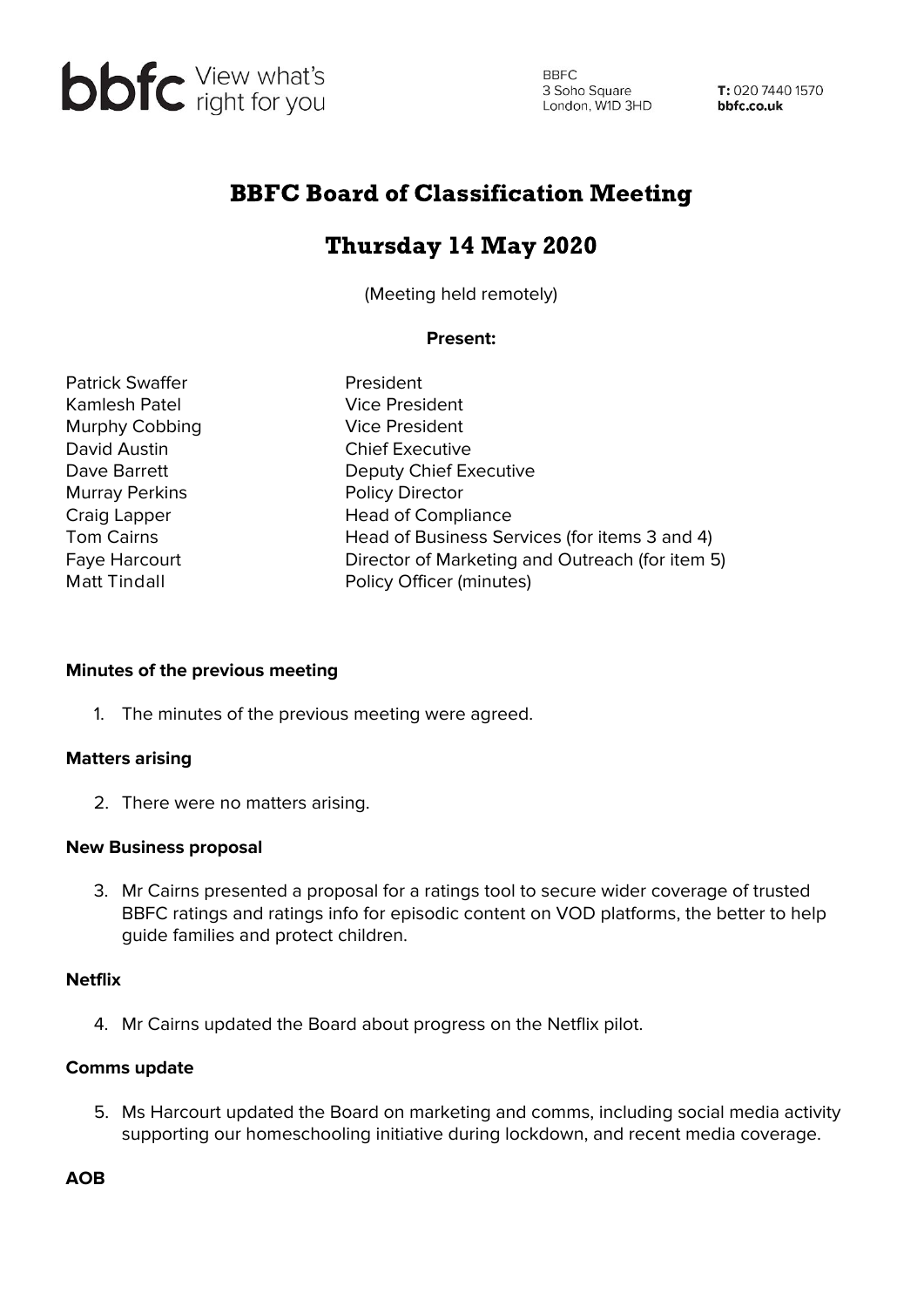bbfc View what's right for you

BBFC
3 Soho Square
London, W1D 3HD

**T:** 020 7440 1570
**bbfc.co.uk**

# BBFC Board of Classification Meeting

## Thursday 14 May 2020

(Meeting held remotely)

**Present:**

| | |
|---|---|
| Patrick Swaffer | President |
| Kamlesh Patel | Vice President |
| Murphy Cobbing | Vice President |
| David Austin | Chief Executive |
| Dave Barrett | Deputy Chief Executive |
| Murray Perkins | Policy Director |
| Craig Lapper | Head of Compliance |
| Tom Cairns | Head of Business Services (for items 3 and 4) |
| Faye Harcourt | Director of Marketing and Outreach (for item 5) |
| Matt Tindall | Policy Officer (minutes) |

**Minutes of the previous meeting**

1. The minutes of the previous meeting were agreed.

**Matters arising**

2. There were no matters arising.

**New Business proposal**

3. Mr Cairns presented a proposal for a ratings tool to secure wider coverage of trusted BBFC ratings and ratings info for episodic content on VOD platforms, the better to help guide families and protect children.

**Netflix**

4. Mr Cairns updated the Board about progress on the Netflix pilot.

**Comms update**

5. Ms Harcourt updated the Board on marketing and comms, including social media activity supporting our homeschooling initiative during lockdown, and recent media coverage.

**AOB**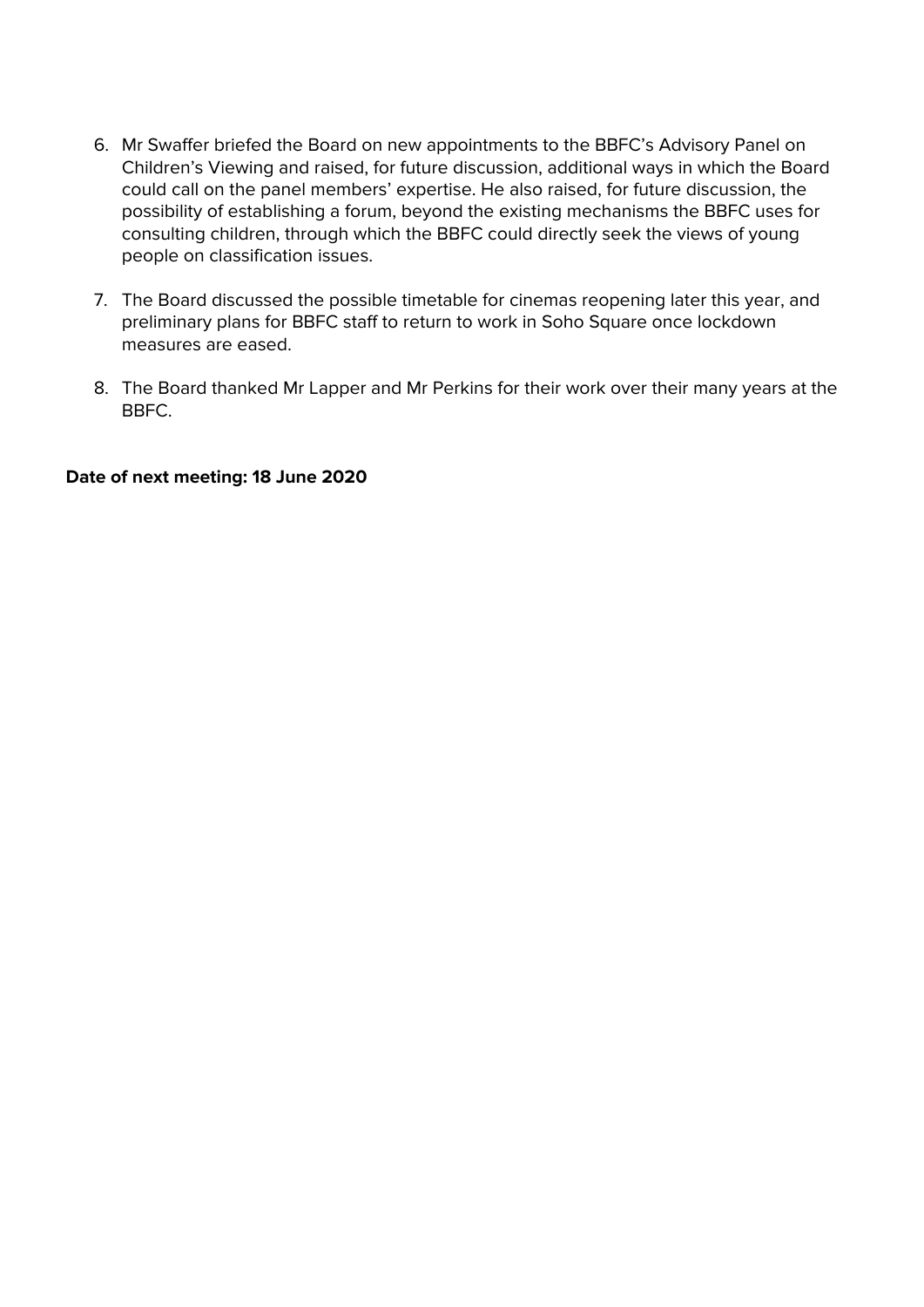6. Mr Swaffer briefed the Board on new appointments to the BBFC's Advisory Panel on Children's Viewing and raised, for future discussion, additional ways in which the Board could call on the panel members' expertise. He also raised, for future discussion, the possibility of establishing a forum, beyond the existing mechanisms the BBFC uses for consulting children, through which the BBFC could directly seek the views of young people on classification issues.

7. The Board discussed the possible timetable for cinemas reopening later this year, and preliminary plans for BBFC staff to return to work in Soho Square once lockdown measures are eased.

8. The Board thanked Mr Lapper and Mr Perkins for their work over their many years at the BBFC.

**Date of next meeting: 18 June 2020**